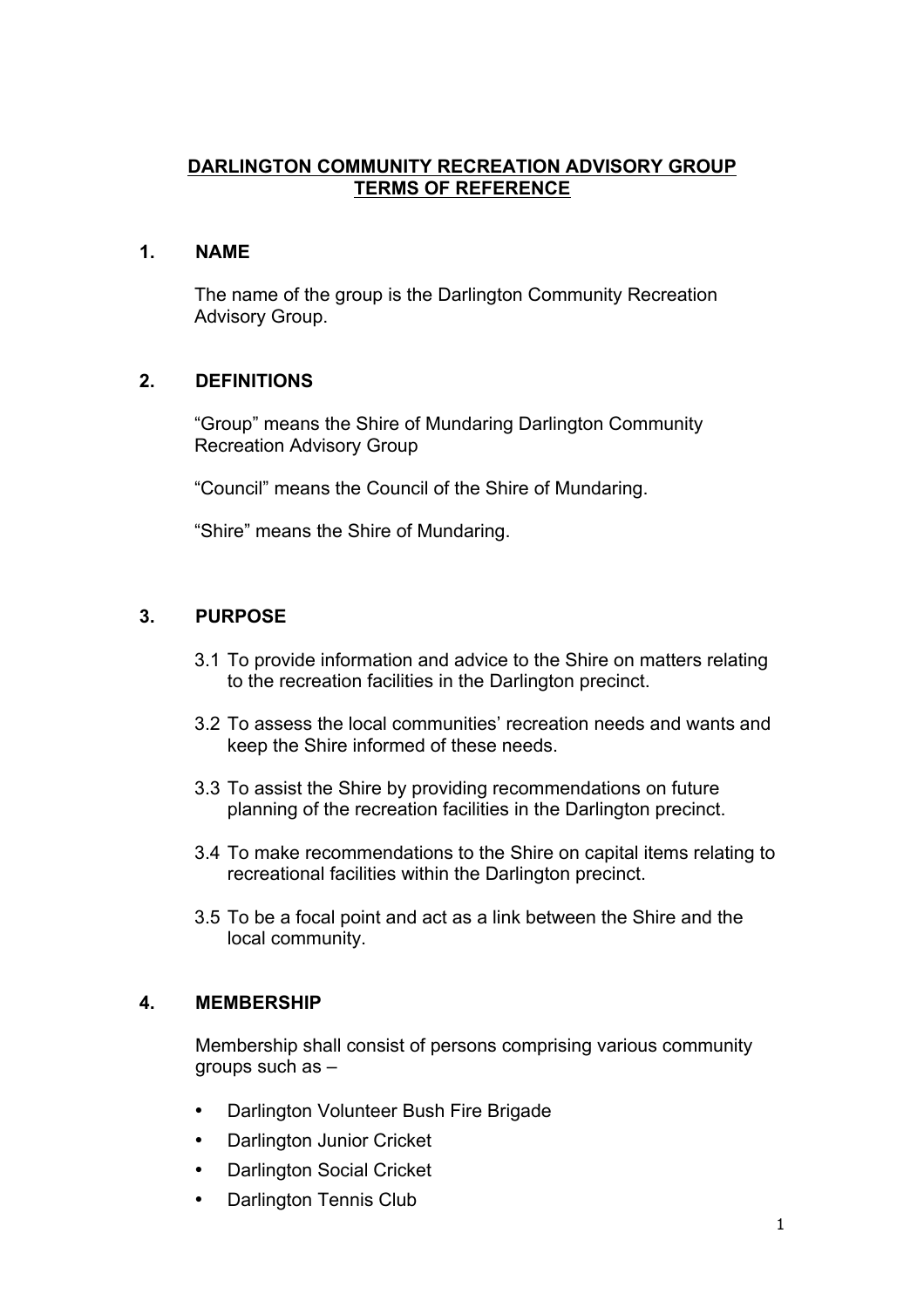# DARLINGTON COMMUNITY RECREATION ADVISORY GROUP TERMS OF REFERENCE

## 1. NAME

The name of the group is the Darlington Community Recreation Advisory Group.

## 2. DEFINITIONS

"Group" means the Shire of Mundaring Darlington Community Recreation Advisory Group

"Council" means the Council of the Shire of Mundaring.

"Shire" means the Shire of Mundaring.

## 3. PURPOSE

3.1 To provide information and advice to the Shire on matters relating to the recreation facilities in the Darlington precinct.

3.2 To assess the local communities' recreation needs and wants and keep the Shire informed of these needs.

3.3 To assist the Shire by providing recommendations on future planning of the recreation facilities in the Darlington precinct.

3.4 To make recommendations to the Shire on capital items relating to recreational facilities within the Darlington precinct.

3.5 To be a focal point and act as a link between the Shire and the local community.

## 4. MEMBERSHIP

Membership shall consist of persons comprising various community groups such as –

- Darlington Volunteer Bush Fire Brigade
- Darlington Junior Cricket
- Darlington Social Cricket
- Darlington Tennis Club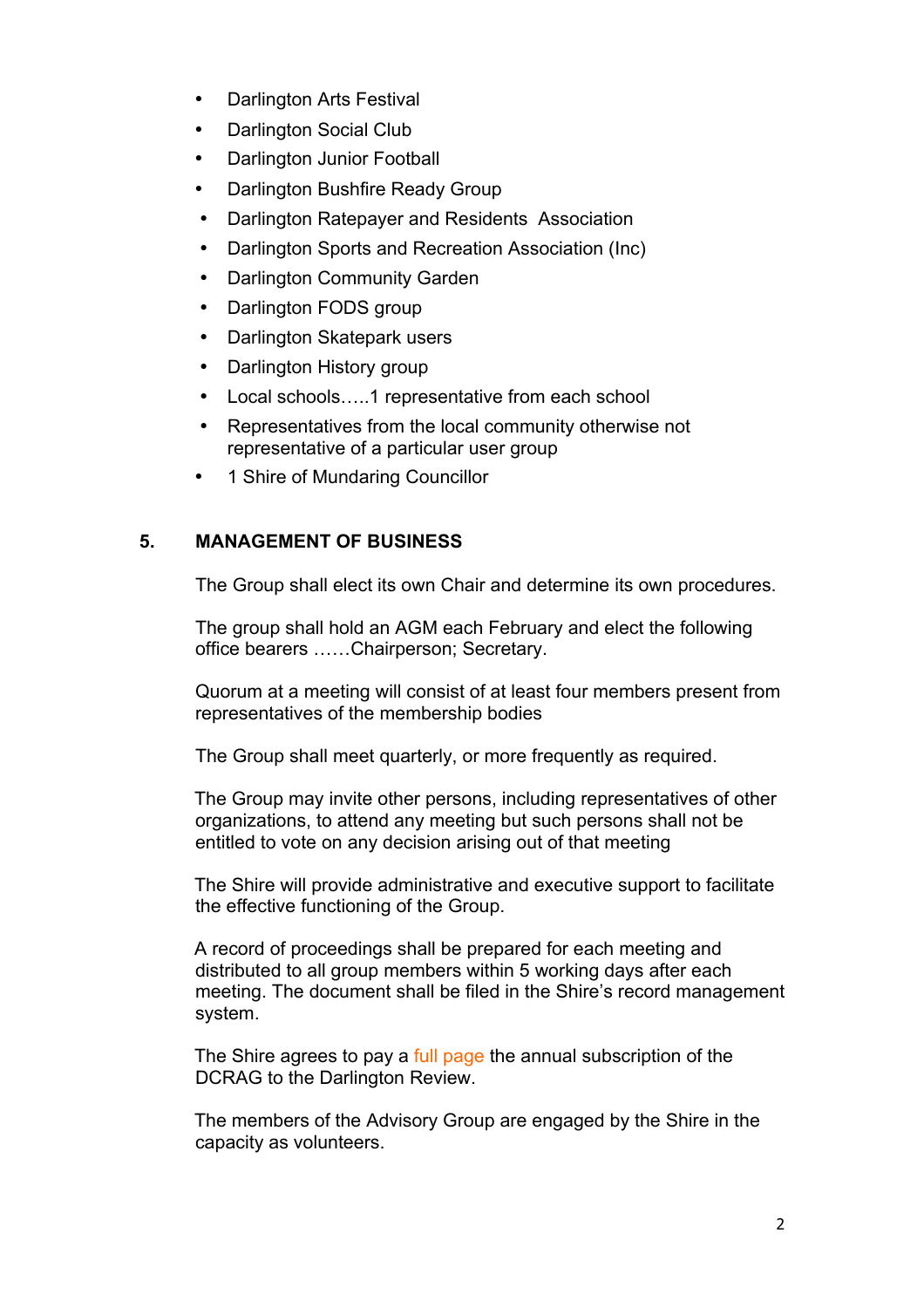- Darlington Arts Festival
- Darlington Social Club
- Darlington Junior Football
- Darlington Bushfire Ready Group
- Darlington Ratepayer and Residents  Association
- Darlington Sports and Recreation Association (Inc)
- Darlington Community Garden
- Darlington FODS group
- Darlington Skatepark users
- Darlington History group
- Local schools…..1 representative from each school
- Representatives from the local community otherwise not representative of a particular user group
- 1 Shire of Mundaring Councillor

## 5. MANAGEMENT OF BUSINESS

The Group shall elect its own Chair and determine its own procedures.

The group shall hold an AGM each February and elect the following office bearers ……Chairperson; Secretary.

Quorum at a meeting will consist of at least four members present from representatives of the membership bodies

The Group shall meet quarterly, or more frequently as required.

The Group may invite other persons, including representatives of other organizations, to attend any meeting but such persons shall not be entitled to vote on any decision arising out of that meeting

The Shire will provide administrative and executive support to facilitate the effective functioning of the Group.

A record of proceedings shall be prepared for each meeting and distributed to all group members within 5 working days after each meeting. The document shall be filed in the Shire's record management system.

The Shire agrees to pay a full page the annual subscription of the DCRAG to the Darlington Review.

The members of the Advisory Group are engaged by the Shire in the capacity as volunteers.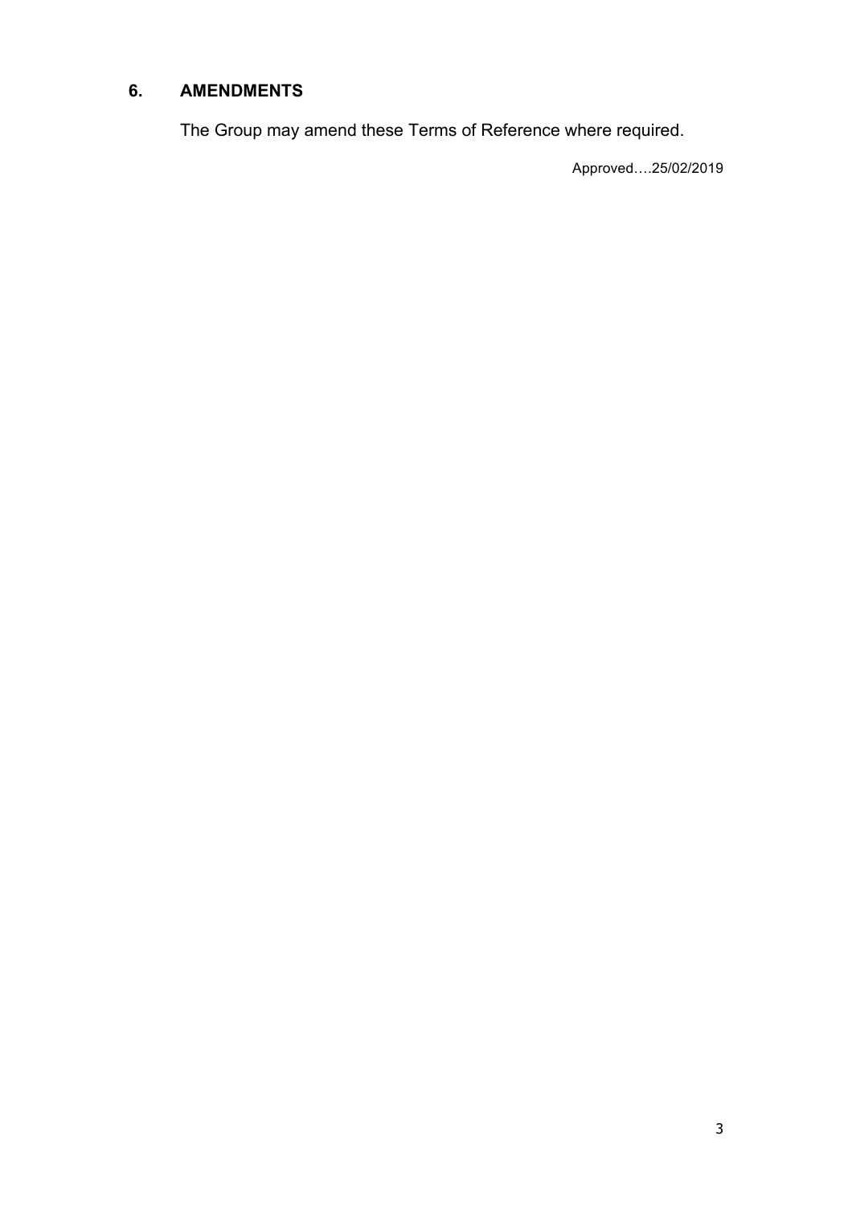## 6. AMENDMENTS

The Group may amend these Terms of Reference where required.

Approved….25/02/2019